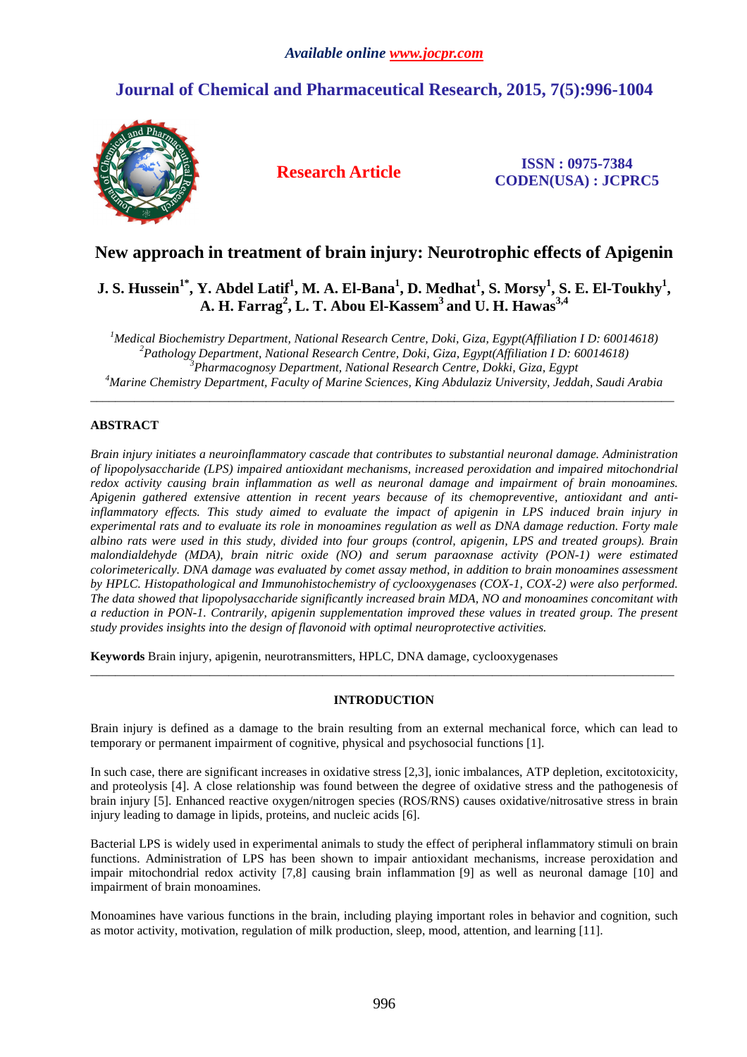# New approach in treatment of brain injury: Neurotrophic effects of Apigenin

**J. S. Hussein[1*], Y. Abdel Latif[1], M. A. El-Bana[1], D. Medhat[1], S. Morsy[1], S. E. El-Toukhy[1], A. H. Farrag[2], L. T. Abou El-Kassem[3] and U. H. Hawas[3,4]**

*[1]Medical Biochemistry Department, National Research Centre, Doki, Giza, Egypt(Affiliation I D: 60014618)*
*[2]Pathology Department, National Research Centre, Doki, Giza, Egypt(Affiliation I D: 60014618)*
*[3]Pharmacognosy Department, National Research Centre, Dokki, Giza, Egypt*
*[4]Marine Chemistry Department, Faculty of Marine Sciences, King Abdulaziz University, Jeddah, Saudi Arabia*

---

## ABSTRACT

*Brain injury initiates a neuroinflammatory cascade that contributes to substantial neuronal damage. Administration of lipopolysaccharide (LPS) impaired antioxidant mechanisms, increased peroxidation and impaired mitochondrial redox activity causing brain inflammation as well as neuronal damage and impairment of brain monoamines. Apigenin gathered extensive attention in recent years because of its chemopreventive, antioxidant and anti-inflammatory effects. This study aimed to evaluate the impact of apigenin in LPS induced brain injury in experimental rats and to evaluate its role in monoamines regulation as well as DNA damage reduction. Forty male albino rats were used in this study, divided into four groups (control, apigenin, LPS and treated groups). Brain malondialdehyde (MDA), brain nitric oxide (NO) and serum paraoxnase activity (PON-1) were estimated colorimeterically. DNA damage was evaluated by comet assay method, in addition to brain monoamines assessment by HPLC. Histopathological and Immunohistochemistry of cyclooxygenases (COX-1, COX-2) were also performed. The data showed that lipopolysaccharide significantly increased brain MDA, NO and monoamines concomitant with a reduction in PON-1. Contrarily, apigenin supplementation improved these values in treated group. The present study provides insights into the design of flavonoid with optimal neuroprotective activities.*

**Keywords** Brain injury, apigenin, neurotransmitters, HPLC, DNA damage, cyclooxygenases

---

## INTRODUCTION

Brain injury is defined as a damage to the brain resulting from an external mechanical force, which can lead to temporary or permanent impairment of cognitive, physical and psychosocial functions [1].

In such case, there are significant increases in oxidative stress [2,3], ionic imbalances, ATP depletion, excitotoxicity, and proteolysis [4]. A close relationship was found between the degree of oxidative stress and the pathogenesis of brain injury [5]. Enhanced reactive oxygen/nitrogen species (ROS/RNS) causes oxidative/nitrosative stress in brain injury leading to damage in lipids, proteins, and nucleic acids [6].

Bacterial LPS is widely used in experimental animals to study the effect of peripheral inflammatory stimuli on brain functions. Administration of LPS has been shown to impair antioxidant mechanisms, increase peroxidation and impair mitochondrial redox activity [7,8] causing brain inflammation [9] as well as neuronal damage [10] and impairment of brain monoamines.

Monoamines have various functions in the brain, including playing important roles in behavior and cognition, such as motor activity, motivation, regulation of milk production, sleep, mood, attention, and learning [11].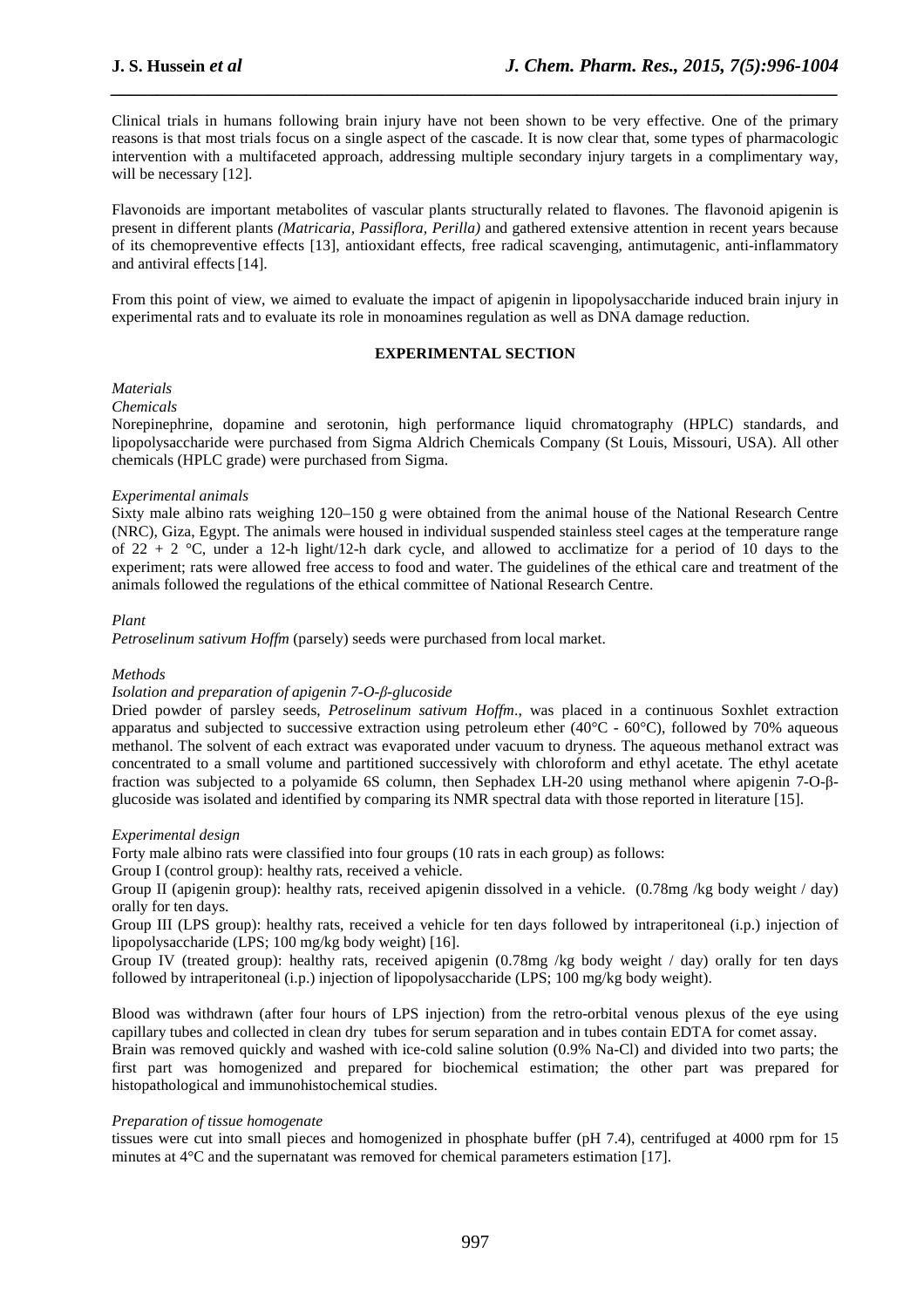Clinical trials in humans following brain injury have not been shown to be very effective. One of the primary reasons is that most trials focus on a single aspect of the cascade. It is now clear that, some types of pharmacologic intervention with a multifaceted approach, addressing multiple secondary injury targets in a complimentary way, will be necessary [12].

Flavonoids are important metabolites of vascular plants structurally related to flavones. The flavonoid apigenin is present in different plants *(Matricaria, Passiflora, Perilla)* and gathered extensive attention in recent years because of its chemopreventive effects [13], antioxidant effects, free radical scavenging, antimutagenic, anti-inflammatory and antiviral effects [14].

From this point of view, we aimed to evaluate the impact of apigenin in lipopolysaccharide induced brain injury in experimental rats and to evaluate its role in monoamines regulation as well as DNA damage reduction.

## EXPERIMENTAL SECTION

*Materials*

*Chemicals*

Norepinephrine, dopamine and serotonin, high performance liquid chromatography (HPLC) standards, and lipopolysaccharide were purchased from Sigma Aldrich Chemicals Company (St Louis, Missouri, USA). All other chemicals (HPLC grade) were purchased from Sigma.

*Experimental animals*

Sixty male albino rats weighing 120–150 g were obtained from the animal house of the National Research Centre (NRC), Giza, Egypt. The animals were housed in individual suspended stainless steel cages at the temperature range of 22 + 2 °C, under a 12-h light/12-h dark cycle, and allowed to acclimatize for a period of 10 days to the experiment; rats were allowed free access to food and water. The guidelines of the ethical care and treatment of the animals followed the regulations of the ethical committee of National Research Centre.

*Plant*

*Petroselinum sativum Hoffm* (parsely) seeds were purchased from local market.

*Methods*

*Isolation and preparation of apigenin 7-O-β-glucoside*

Dried powder of parsley seeds, *Petroselinum sativum Hoffm*., was placed in a continuous Soxhlet extraction apparatus and subjected to successive extraction using petroleum ether (40°C - 60°C), followed by 70% aqueous methanol. The solvent of each extract was evaporated under vacuum to dryness. The aqueous methanol extract was concentrated to a small volume and partitioned successively with chloroform and ethyl acetate. The ethyl acetate fraction was subjected to a polyamide 6S column, then Sephadex LH-20 using methanol where apigenin 7-O-β-glucoside was isolated and identified by comparing its NMR spectral data with those reported in literature [15].

*Experimental design*

Forty male albino rats were classified into four groups (10 rats in each group) as follows:

Group I (control group): healthy rats, received a vehicle.

Group II (apigenin group): healthy rats, received apigenin dissolved in a vehicle. (0.78mg /kg body weight / day) orally for ten days.

Group III (LPS group): healthy rats, received a vehicle for ten days followed by intraperitoneal (i.p.) injection of lipopolysaccharide (LPS; 100 mg/kg body weight) [16].

Group IV (treated group): healthy rats, received apigenin (0.78mg /kg body weight / day) orally for ten days followed by intraperitoneal (i.p.) injection of lipopolysaccharide (LPS; 100 mg/kg body weight).

Blood was withdrawn (after four hours of LPS injection) from the retro-orbital venous plexus of the eye using capillary tubes and collected in clean dry tubes for serum separation and in tubes contain EDTA for comet assay.

Brain was removed quickly and washed with ice-cold saline solution (0.9% Na-Cl) and divided into two parts; the first part was homogenized and prepared for biochemical estimation; the other part was prepared for histopathological and immunohistochemical studies.

*Preparation of tissue homogenate*

tissues were cut into small pieces and homogenized in phosphate buffer (pH 7.4), centrifuged at 4000 rpm for 15 minutes at 4°C and the supernatant was removed for chemical parameters estimation [17].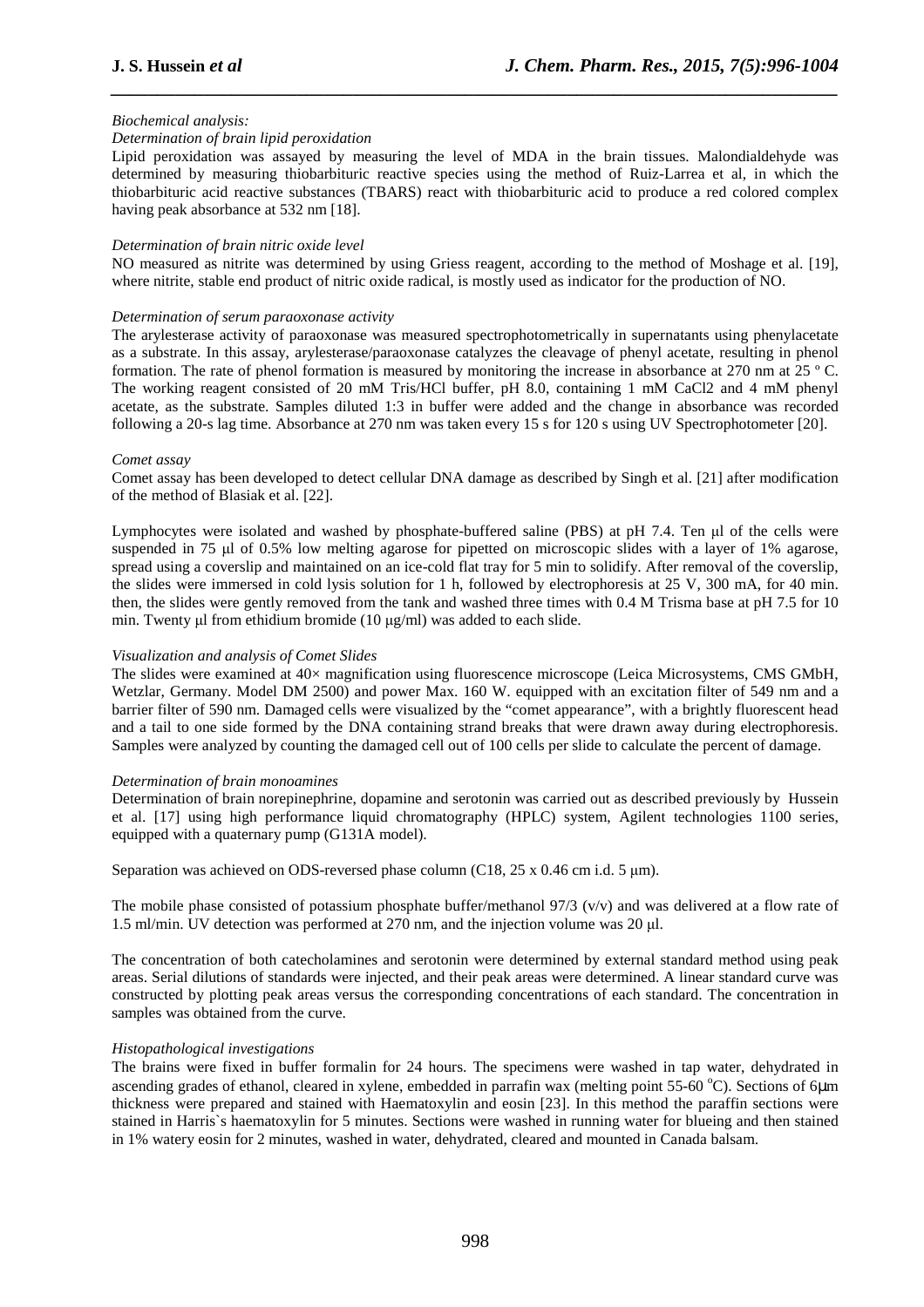*Biochemical analysis:*

*Determination of brain lipid peroxidation*

Lipid peroxidation was assayed by measuring the level of MDA in the brain tissues. Malondialdehyde was determined by measuring thiobarbituric reactive species using the method of Ruiz-Larrea et al, in which the thiobarbituric acid reactive substances (TBARS) react with thiobarbituric acid to produce a red colored complex having peak absorbance at 532 nm [18].

*Determination of brain nitric oxide level*

NO measured as nitrite was determined by using Griess reagent, according to the method of Moshage et al. [19], where nitrite, stable end product of nitric oxide radical, is mostly used as indicator for the production of NO.

*Determination of serum paraoxonase activity*

The arylesterase activity of paraoxonase was measured spectrophotometrically in supernatants using phenylacetate as a substrate. In this assay, arylesterase/paraoxonase catalyzes the cleavage of phenyl acetate, resulting in phenol formation. The rate of phenol formation is measured by monitoring the increase in absorbance at 270 nm at 25 º C. The working reagent consisted of 20 mM Tris/HCl buffer, pH 8.0, containing 1 mM $CaCl_2$ and 4 mM phenyl acetate, as the substrate. Samples diluted 1:3 in buffer were added and the change in absorbance was recorded following a 20-s lag time. Absorbance at 270 nm was taken every 15 s for 120 s using UV Spectrophotometer [20].

*Comet assay*

Comet assay has been developed to detect cellular DNA damage as described by Singh et al. [21] after modification of the method of Blasiak et al. [22].

Lymphocytes were isolated and washed by phosphate-buffered saline (PBS) at pH 7.4. Ten μl of the cells were suspended in 75 μl of 0.5% low melting agarose for pipetted on microscopic slides with a layer of 1% agarose, spread using a coverslip and maintained on an ice-cold flat tray for 5 min to solidify. After removal of the coverslip, the slides were immersed in cold lysis solution for 1 h, followed by electrophoresis at 25 V, 300 mA, for 40 min. then, the slides were gently removed from the tank and washed three times with 0.4 M Trisma base at pH 7.5 for 10 min. Twenty μl from ethidium bromide (10 μg/ml) was added to each slide.

*Visualization and analysis of Comet Slides*

The slides were examined at 40× magnification using fluorescence microscope (Leica Microsystems, CMS GMbH, Wetzlar, Germany. Model DM 2500) and power Max. 160 W. equipped with an excitation filter of 549 nm and a barrier filter of 590 nm. Damaged cells were visualized by the "comet appearance", with a brightly fluorescent head and a tail to one side formed by the DNA containing strand breaks that were drawn away during electrophoresis. Samples were analyzed by counting the damaged cell out of 100 cells per slide to calculate the percent of damage.

*Determination of brain monoamines*

Determination of brain norepinephrine, dopamine and serotonin was carried out as described previously by Hussein et al. [17] using high performance liquid chromatography (HPLC) system, Agilent technologies 1100 series, equipped with a quaternary pump (G131A model).

Separation was achieved on ODS-reversed phase column (C18, 25 x 0.46 cm i.d. 5 μm).

The mobile phase consisted of potassium phosphate buffer/methanol 97/3 (v/v) and was delivered at a flow rate of 1.5 ml/min. UV detection was performed at 270 nm, and the injection volume was 20 μl.

The concentration of both catecholamines and serotonin were determined by external standard method using peak areas. Serial dilutions of standards were injected, and their peak areas were determined. A linear standard curve was constructed by plotting peak areas versus the corresponding concentrations of each standard. The concentration in samples was obtained from the curve.

*Histopathological investigations*

The brains were fixed in buffer formalin for 24 hours. The specimens were washed in tap water, dehydrated in ascending grades of ethanol, cleared in xylene, embedded in parrafin wax (melting point 55-60 °C). Sections of 6μm thickness were prepared and stained with Haematoxylin and eosin [23]. In this method the paraffin sections were stained in Harris`s haematoxylin for 5 minutes. Sections were washed in running water for blueing and then stained in 1% watery eosin for 2 minutes, washed in water, dehydrated, cleared and mounted in Canada balsam.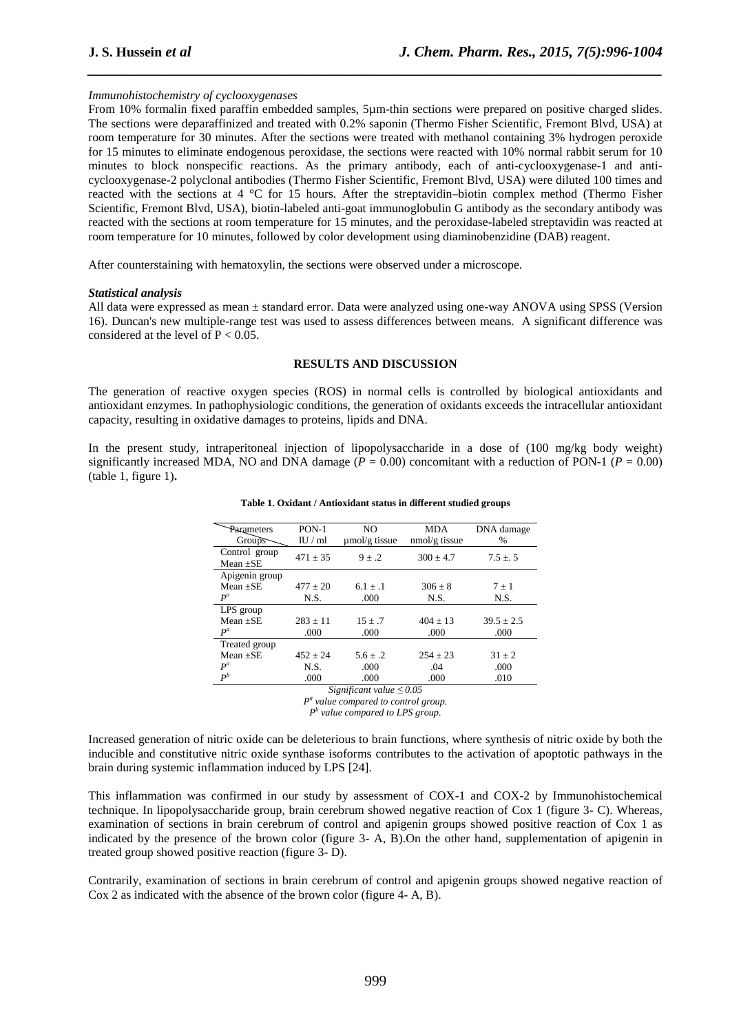*Immunohistochemistry of cyclooxygenases*

From 10% formalin fixed paraffin embedded samples, 5µm-thin sections were prepared on positive charged slides. The sections were deparaffinized and treated with 0.2% saponin (Thermo Fisher Scientific, Fremont Blvd, USA) at room temperature for 30 minutes. After the sections were treated with methanol containing 3% hydrogen peroxide for 15 minutes to eliminate endogenous peroxidase, the sections were reacted with 10% normal rabbit serum for 10 minutes to block nonspecific reactions. As the primary antibody, each of anti-cyclooxygenase-1 and anti-cyclooxygenase-2 polyclonal antibodies (Thermo Fisher Scientific, Fremont Blvd, USA) were diluted 100 times and reacted with the sections at 4 °C for 15 hours. After the streptavidin–biotin complex method (Thermo Fisher Scientific, Fremont Blvd, USA), biotin-labeled anti-goat immunoglobulin G antibody as the secondary antibody was reacted with the sections at room temperature for 15 minutes, and the peroxidase-labeled streptavidin was reacted at room temperature for 10 minutes, followed by color development using diaminobenzidine (DAB) reagent.

After counterstaining with hematoxylin, the sections were observed under a microscope.

***Statistical analysis***

All data were expressed as mean ± standard error. Data were analyzed using one-way ANOVA using SPSS (Version 16). Duncan's new multiple-range test was used to assess differences between means. A significant difference was considered at the level of $P < 0.05$.

## RESULTS AND DISCUSSION

The generation of reactive oxygen species (ROS) in normal cells is controlled by biological antioxidants and antioxidant enzymes. In pathophysiologic conditions, the generation of oxidants exceeds the intracellular antioxidant capacity, resulting in oxidative damages to proteins, lipids and DNA.

In the present study, intraperitoneal injection of lipopolysaccharide in a dose of (100 mg/kg body weight) significantly increased MDA, NO and DNA damage ($P = 0.00$) concomitant with a reduction of PON-1 ($P = 0.00$) (table 1, figure 1)**.**

**Table 1. Oxidant / Antioxidant status in different studied groups**

| Parameters / Groups | PON-1 IU / ml | NO µmol/g tissue | MDA nmol/g tissue | DNA damage % |
|---|---|---|---|---|
| Control group Mean ±SE | 471 ± 35 | 9 ± .2 | 300 ± 4.7 | 7.5 ±. 5 |
| Apigenin group | | | | |
| Mean ±SE | 477 ± 20 | 6.1 ± .1 | 306 ± 8 | 7 ± 1 |
| $P^a$ | N.S. | .000 | N.S. | N.S. |
| LPS group | | | | |
| Mean ±SE | 283 ± 11 | 15 ± .7 | 404 ± 13 | 39.5 ± 2.5 |
| $P^a$ | .000 | .000 | .000 | .000 |
| Treated group | | | | |
| Mean ±SE | 452 ± 24 | 5.6 ± .2 | 254 ± 23 | 31 ± 2 |
| $P^a$ | N.S. | .000 | .04 | .000 |
| $P^b$ | .000 | .000 | .000 | .010 |

*Significant value ≤ 0.05*

*$P^a$ value compared to control group.*

*$P^b$ value compared to LPS group.*

Increased generation of nitric oxide can be deleterious to brain functions, where synthesis of nitric oxide by both the inducible and constitutive nitric oxide synthase isoforms contributes to the activation of apoptotic pathways in the brain during systemic inflammation induced by LPS [24].

This inflammation was confirmed in our study by assessment of COX-1 and COX-2 by Immunohistochemical technique. In lipopolysaccharide group, brain cerebrum showed negative reaction of Cox 1 (figure 3- C). Whereas, examination of sections in brain cerebrum of control and apigenin groups showed positive reaction of Cox 1 as indicated by the presence of the brown color (figure 3- A, B).On the other hand, supplementation of apigenin in treated group showed positive reaction (figure 3- D).

Contrarily, examination of sections in brain cerebrum of control and apigenin groups showed negative reaction of Cox 2 as indicated with the absence of the brown color (figure 4- A, B).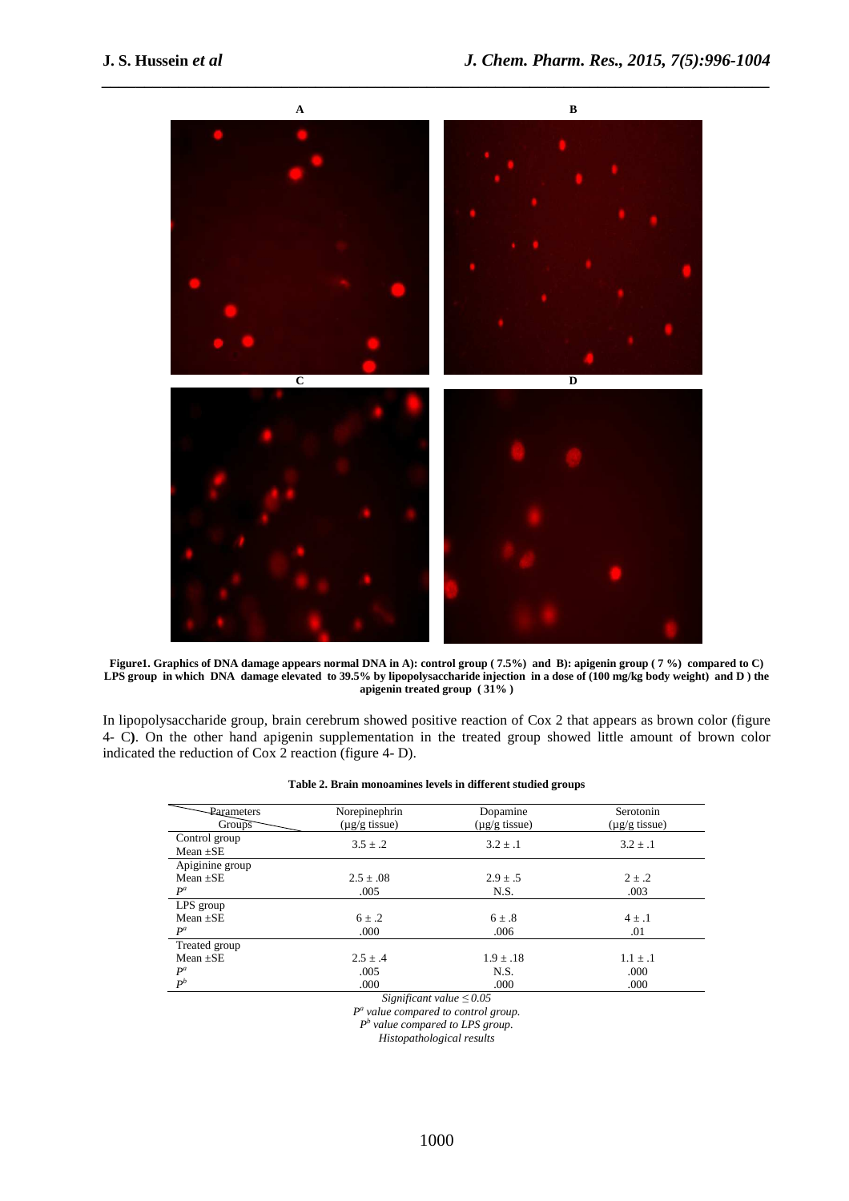**Figure1. Graphics of DNA damage appears normal DNA in A): control group ( 7.5%) and B): apigenin group ( 7 %) compared to C) LPS group in which DNA damage elevated to 39.5% by lipopolysaccharide injection in a dose of (100 mg/kg body weight) and D ) the apigenin treated group ( 31% )**

In lipopolysaccharide group, brain cerebrum showed positive reaction of Cox 2 that appears as brown color (figure 4- C**)**. On the other hand apigenin supplementation in the treated group showed little amount of brown color indicated the reduction of Cox 2 reaction (figure 4- D).

**Table 2. Brain monoamines levels in different studied groups**

| Parameters / Groups | Norepinephrin (µg/g tissue) | Dopamine (µg/g tissue) | Serotonin (µg/g tissue) |
|---|---|---|---|
| **Control group** | | | |
| Mean ±SE | 3.5 ± .2 | 3.2 ± .1 | 3.2 ± .1 |
| **Apiginine group** | | | |
| Mean ±SE | 2.5 ± .08 | 2.9 ± .5 | 2 ± .2 |
| $P^a$ | .005 | N.S. | .003 |
| **LPS group** | | | |
| Mean ±SE | 6 ± .2 | 6 ± .8 | 4 ± .1 |
| $P^a$ | .000 | .006 | .01 |
| **Treated group** | | | |
| Mean ±SE | 2.5 ± .4 | 1.9 ± .18 | 1.1 ± .1 |
| $P^a$ | .005 | N.S. | .000 |
| $P^b$ | .000 | .000 | .000 |

*Significant value ≤ 0.05*

*$P^a$ value compared to control group.*

*$P^b$ value compared to LPS group.*

*Histopathological results*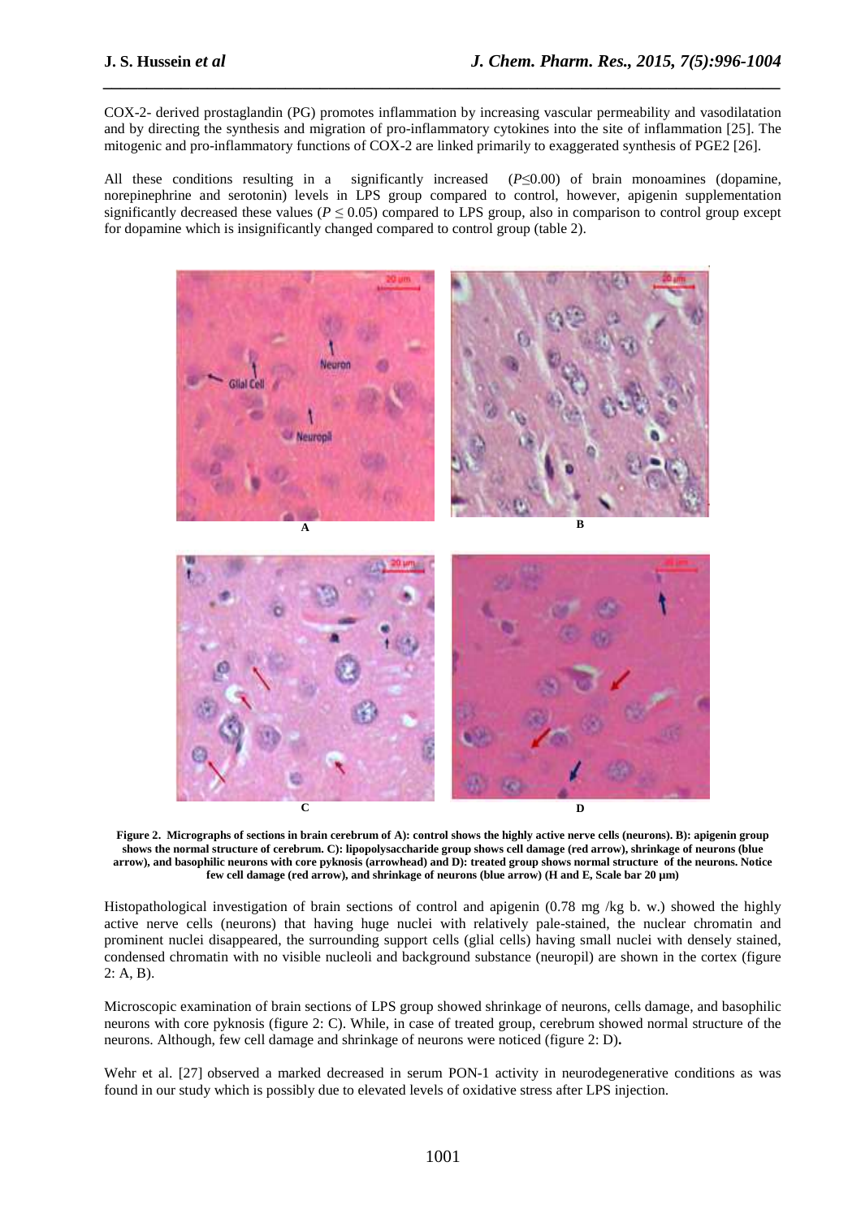COX-2- derived prostaglandin (PG) promotes inflammation by increasing vascular permeability and vasodilatation and by directing the synthesis and migration of pro-inflammatory cytokines into the site of inflammation [25]. The mitogenic and pro-inflammatory functions of COX-2 are linked primarily to exaggerated synthesis of PGE2 [26].

All these conditions resulting in a significantly increased ($P \leq 0.00$) of brain monoamines (dopamine, norepinephrine and serotonin) levels in LPS group compared to control, however, apigenin supplementation significantly decreased these values ($P \leq 0.05$) compared to LPS group, also in comparison to control group except for dopamine which is insignificantly changed compared to control group (table 2).

**Figure 2. Micrographs of sections in brain cerebrum of A): control shows the highly active nerve cells (neurons). B): apigenin group shows the normal structure of cerebrum. C): lipopolysaccharide group shows cell damage (red arrow), shrinkage of neurons (blue arrow), and basophilic neurons with core pyknosis (arrowhead) and D): treated group shows normal structure of the neurons. Notice few cell damage (red arrow), and shrinkage of neurons (blue arrow) (H and E, Scale bar 20 μm)**

Histopathological investigation of brain sections of control and apigenin (0.78 mg /kg b. w.) showed the highly active nerve cells (neurons) that having huge nuclei with relatively pale-stained, the nuclear chromatin and prominent nuclei disappeared, the surrounding support cells (glial cells) having small nuclei with densely stained, condensed chromatin with no visible nucleoli and background substance (neuropil) are shown in the cortex (figure 2: A, B).

Microscopic examination of brain sections of LPS group showed shrinkage of neurons, cells damage, and basophilic neurons with core pyknosis (figure 2: C). While, in case of treated group, cerebrum showed normal structure of the neurons. Although, few cell damage and shrinkage of neurons were noticed (figure 2: D).

Wehr et al. [27] observed a marked decreased in serum PON-1 activity in neurodegenerative conditions as was found in our study which is possibly due to elevated levels of oxidative stress after LPS injection.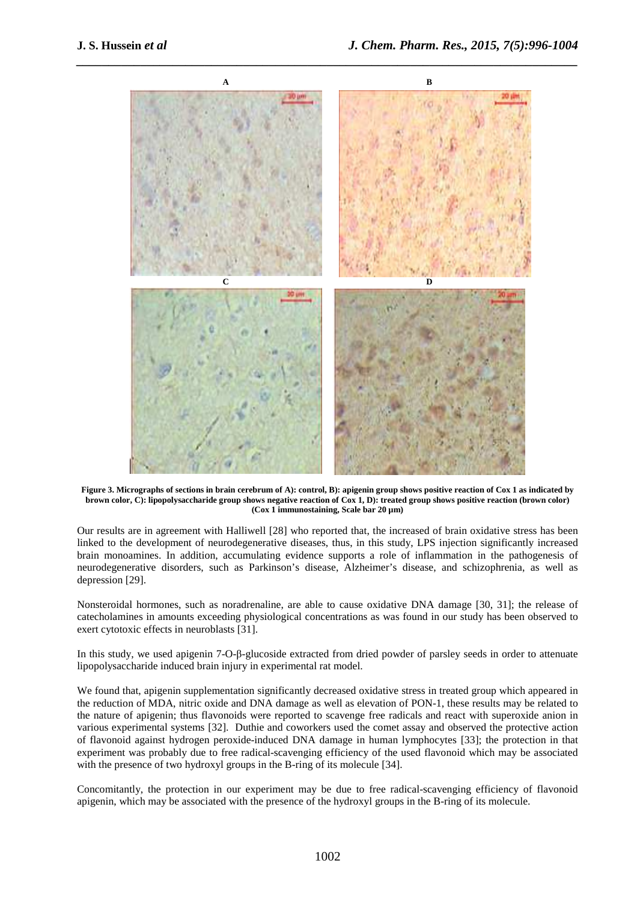A B C D

**Figure 3. Micrographs of sections in brain cerebrum of A): control, B): apigenin group shows positive reaction of Cox 1 as indicated by brown color, C): lipopolysaccharide group shows negative reaction of Cox 1, D): treated group shows positive reaction (brown color) (Cox 1 immunostaining, Scale bar 20 µm)**

Our results are in agreement with Halliwell [28] who reported that, the increased of brain oxidative stress has been linked to the development of neurodegenerative diseases, thus, in this study, LPS injection significantly increased brain monoamines. In addition, accumulating evidence supports a role of inflammation in the pathogenesis of neurodegenerative disorders, such as Parkinson's disease, Alzheimer's disease, and schizophrenia, as well as depression [29].

Nonsteroidal hormones, such as noradrenaline, are able to cause oxidative DNA damage [30, 31]; the release of catecholamines in amounts exceeding physiological concentrations as was found in our study has been observed to exert cytotoxic effects in neuroblasts [31].

In this study, we used apigenin 7-O-β-glucoside extracted from dried powder of parsley seeds in order to attenuate lipopolysaccharide induced brain injury in experimental rat model.

We found that, apigenin supplementation significantly decreased oxidative stress in treated group which appeared in the reduction of MDA, nitric oxide and DNA damage as well as elevation of PON-1, these results may be related to the nature of apigenin; thus flavonoids were reported to scavenge free radicals and react with superoxide anion in various experimental systems [32]. Duthie and coworkers used the comet assay and observed the protective action of flavonoid against hydrogen peroxide-induced DNA damage in human lymphocytes [33]; the protection in that experiment was probably due to free radical-scavenging efficiency of the used flavonoid which may be associated with the presence of two hydroxyl groups in the B-ring of its molecule [34].

Concomitantly, the protection in our experiment may be due to free radical-scavenging efficiency of flavonoid apigenin, which may be associated with the presence of the hydroxyl groups in the B-ring of its molecule.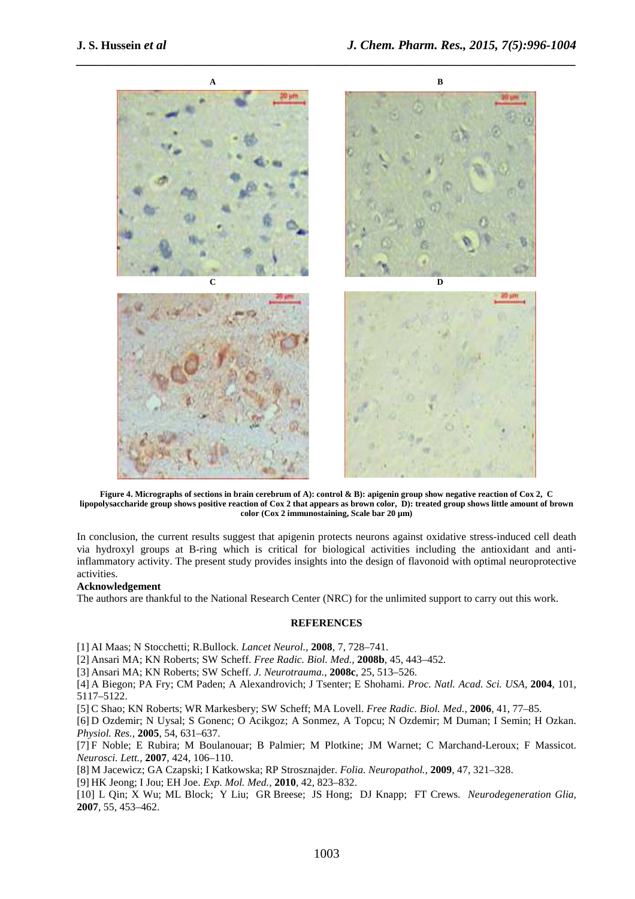**Figure 4. Micrographs of sections in brain cerebrum of A): control & B): apigenin group show negative reaction of Cox 2, C lipopolysaccharide group shows positive reaction of Cox 2 that appears as brown color, D): treated group shows little amount of brown color (Cox 2 immunostaining, Scale bar 20 µm)**

In conclusion, the current results suggest that apigenin protects neurons against oxidative stress-induced cell death via hydroxyl groups at B-ring which is critical for biological activities including the antioxidant and anti-inflammatory activity. The present study provides insights into the design of flavonoid with optimal neuroprotective activities.

**Acknowledgement**

The authors are thankful to the National Research Center (NRC) for the unlimited support to carry out this work.

## REFERENCES

[1] AI Maas; N Stocchetti; R.Bullock. *Lancet Neurol.,* **2008**, 7, 728–741.

[2] Ansari MA; KN Roberts; SW Scheff. *Free Radic. Biol. Med.,* **2008b**, 45, 443–452.

[3] Ansari MA; KN Roberts; SW Scheff. *J. Neurotrauma.,* **2008c**, 25, 513–526.

[4] A Biegon; PA Fry; CM Paden; A Alexandrovich; J Tsenter; E Shohami. *Proc. Natl. Acad. Sci. USA*, **2004**, 101, 5117–5122.

[5] C Shao; KN Roberts; WR Markesbery; SW Scheff; MA Lovell. *Free Radic. Biol. Med.,* **2006**, 41, 77–85.

[6] D Ozdemir; N Uysal; S Gonenc; O Acikgoz; A Sonmez, A Topcu; N Ozdemir; M Duman; I Semin; H Ozkan. *Physiol. Res.,* **2005**, 54, 631–637.

[7] F Noble; E Rubira; M Boulanouar; B Palmier; M Plotkine; JM Warnet; C Marchand-Leroux; F Massicot. *Neurosci. Lett.,* **2007**, 424, 106–110.

[8] M Jacewicz; GA Czapski; I Katkowska; RP Strosznajder. *Folia. Neuropathol.,* **2009**, 47, 321–328.

[9] HK Jeong; I Jou; EH Joe. *Exp. Mol. Med.,* **2010**, 42, 823–832.

[10] L Qin; X Wu; ML Block; Y Liu; GR Breese; JS Hong; DJ Knapp; FT Crews. *Neurodegeneration Glia,* **2007**, 55, 453–462.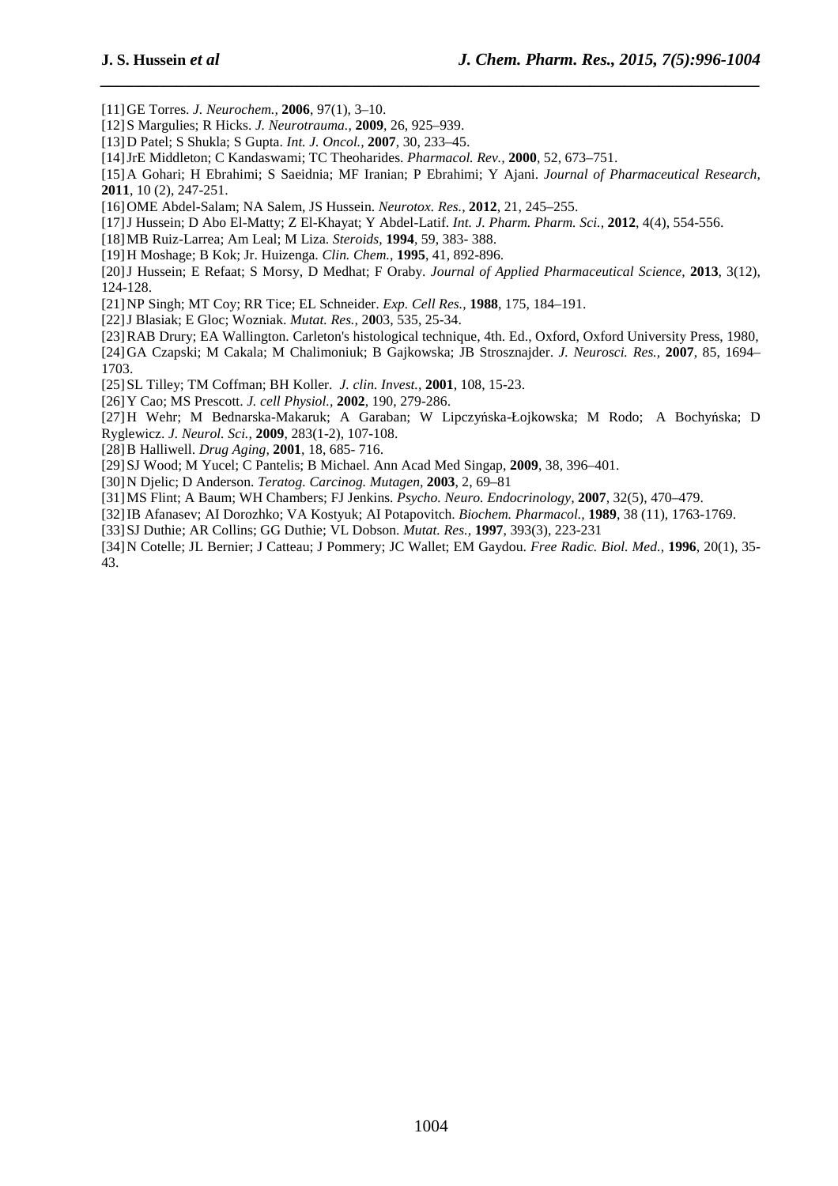[11] GE Torres. *J. Neurochem.*, **2006**, 97(1), 3–10.

[12] S Margulies; R Hicks. *J. Neurotrauma.*, **2009**, 26, 925–939.

[13] D Patel; S Shukla; S Gupta. *Int. J. Oncol.*, **2007**, 30, 233–45.

[14] JrE Middleton; C Kandaswami; TC Theoharides. *Pharmacol. Rev.*, **2000**, 52, 673–751.

[15] A Gohari; H Ebrahimi; S Saeidnia; MF Iranian; P Ebrahimi; Y Ajani. *Journal of Pharmaceutical Research*, **2011**, 10 (2), 247-251.

[16] OME Abdel-Salam; NA Salem, JS Hussein. *Neurotox. Res.*, **2012**, 21, 245–255.

[17] J Hussein; D Abo El-Matty; Z El-Khayat; Y Abdel-Latif. *Int. J. Pharm. Pharm. Sci.*, **2012**, 4(4), 554-556.

[18] MB Ruiz-Larrea; Am Leal; M Liza. *Steroids*, **1994**, 59, 383- 388.

[19] H Moshage; B Kok; Jr. Huizenga. *Clin. Chem.*, **1995**, 41, 892-896.

[20] J Hussein; E Refaat; S Morsy, D Medhat; F Oraby. *Journal of Applied Pharmaceutical Science*, **2013**, 3(12), 124-128.

[21] NP Singh; MT Coy; RR Tice; EL Schneider. *Exp. Cell Res.*, **1988**, 175, 184–191.

[22] J Blasiak; E Gloc; Wozniak. *Mutat. Res.*, 2**0**03, 535, 25-34.

[23] RAB Drury; EA Wallington. Carleton's histological technique, 4th. Ed., Oxford, Oxford University Press, 1980,

[24] GA Czapski; M Cakala; M Chalimoniuk; B Gajkowska; JB Strosznajder. *J. Neurosci. Res.*, **2007**, 85, 1694–1703.

[25] SL Tilley; TM Coffman; BH Koller. *J. clin. Invest.*, **2001**, 108, 15-23.

[26] Y Cao; MS Prescott. *J. cell Physiol.*, **2002**, 190, 279-286.

[27] H Wehr; M Bednarska-Makaruk; A Garaban; W Lipczyńska-Łojkowska; M Rodo; A Bochyńska; D Ryglewicz. *J. Neurol. Sci.*, **2009**, 283(1-2), 107-108.

[28] B Halliwell. *Drug Aging*, **2001**, 18, 685- 716.

[29] SJ Wood; M Yucel; C Pantelis; B Michael. Ann Acad Med Singap, **2009**, 38, 396–401.

[30] N Djelic; D Anderson. *Teratog. Carcinog. Mutagen*, **2003**, 2, 69–81

[31] MS Flint; A Baum; WH Chambers; FJ Jenkins. *Psycho. Neuro. Endocrinology*, **2007**, 32(5), 470–479.

[32] IB Afanasev; AI Dorozhko; VA Kostyuk; AI Potapovitch. *Biochem. Pharmacol.*, **1989**, 38 (11), 1763-1769.

[33] SJ Duthie; AR Collins; GG Duthie; VL Dobson. *Mutat. Res.*, **1997**, 393(3), 223-231

[34] N Cotelle; JL Bernier; J Catteau; J Pommery; JC Wallet; EM Gaydou. *Free Radic. Biol. Med.*, **1996**, 20(1), 35-43.